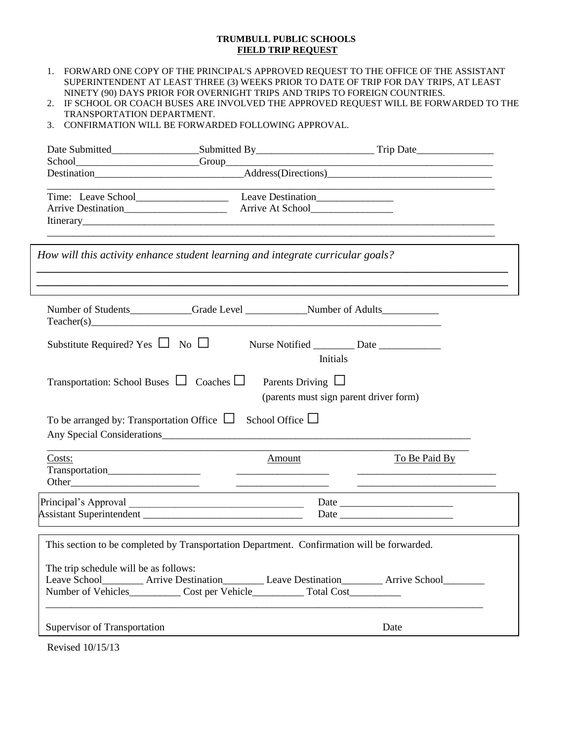**TRUMBULL PUBLIC SCHOOLS**
**FIELD TRIP REQUEST**

1. FORWARD ONE COPY OF THE PRINCIPAL'S APPROVED REQUEST TO THE OFFICE OF THE ASSISTANT SUPERINTENDENT AT LEAST THREE (3) WEEKS PRIOR TO DATE OF TRIP FOR DAY TRIPS, AT LEAST NINETY (90) DAYS PRIOR FOR OVERNIGHT TRIPS AND TRIPS TO FOREIGN COUNTRIES.
2. IF SCHOOL OR COACH BUSES ARE INVOLVED THE APPROVED REQUEST WILL BE FORWARDED TO THE TRANSPORTATION DEPARTMENT.
3. CONFIRMATION WILL BE FORWARDED FOLLOWING APPROVAL.

Date Submitted_________________Submitted By_______________________ Trip Date_______________

School________________________Group______________________________________________________

Destination_____________________________Address(Directions)________________________________

_____________________________________________________________________________________

Time: Leave School__________________ Leave Destination_______________

Arrive Destination____________________ Arrive At School________________

Itinerary______________________________________________________________________________

_____________________________________________________________________________________

*How will this activity enhance student learning and integrate curricular goals?*

_____________________________________________________________________________________

_____________________________________________________________________________________

Number of Students____________Grade Level ____________Number of Adults___________

Teacher(s)________________________________________________________________________

Substitute Required? Yes ☐ No ☐ Nurse Notified ________ Date ____________
Initials

Transportation: School Buses ☐ Coaches ☐ Parents Driving ☐
(parents must sign parent driver form)

To be arranged by: Transportation Office ☐ School Office ☐

Any Special Considerations_______________________________________________________________

_____________________________________________________________________________________

| Costs: | Amount | To Be Paid By |
|---|---|---|
| Transportation__________________ | __________________ | ___________________________ |
| Other__________________________ | __________________ | ___________________________ |

Principal's Approval ___________________________________ Date ______________________

Assistant Superintendent _______________________________ Date ______________________

This section to be completed by Transportation Department. Confirmation will be forwarded.

The trip schedule will be as follows:

Leave School________ Arrive Destination________ Leave Destination________ Arrive School________

Number of Vehicles__________ Cost per Vehicle__________ Total Cost__________

_____________________________________________________________________________________

Supervisor of Transportation Date

Revised 10/15/13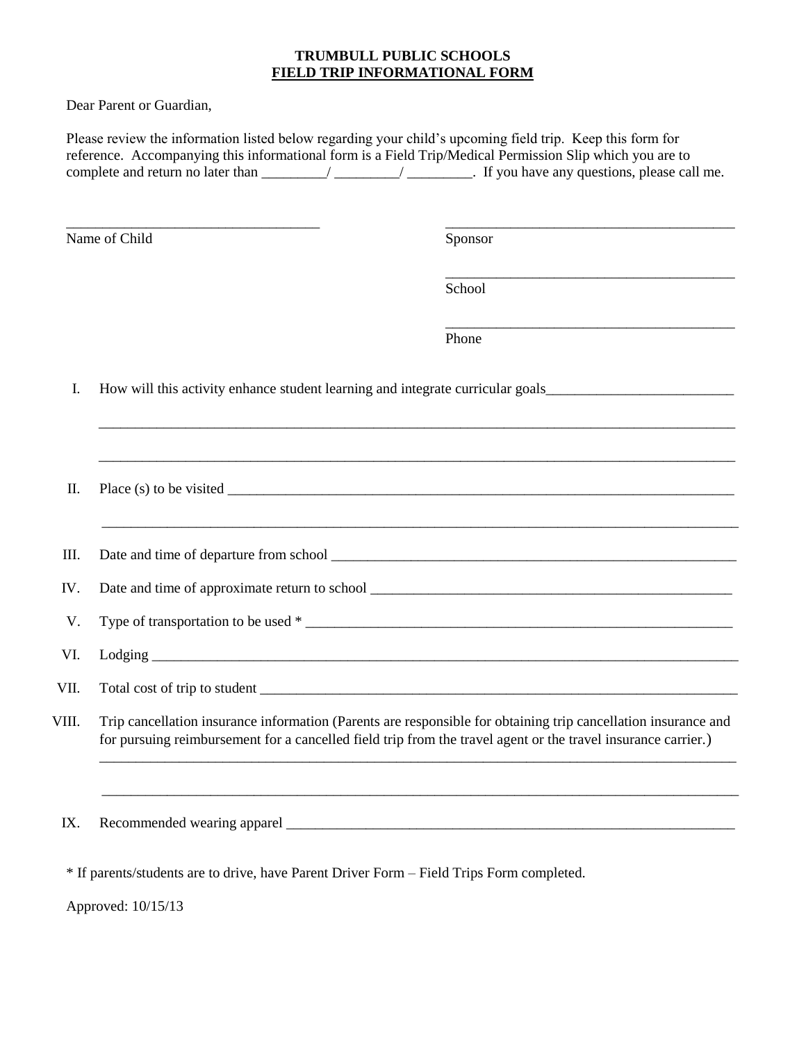**TRUMBULL PUBLIC SCHOOLS**

**FIELD TRIP INFORMATIONAL FORM**

Dear Parent or Guardian,

Please review the information listed below regarding your child's upcoming field trip. Keep this form for reference. Accompanying this informational form is a Field Trip/Medical Permission Slip which you are to complete and return no later than _________/ _________/ _________. If you have any questions, please call me.

___________________________________ Name of Child

________________________________________ Sponsor

________________________________________ School

________________________________________ Phone

I. How will this activity enhance student learning and integrate curricular goals__________________________

_____________________________________________________________________________________

_____________________________________________________________________________________

II. Place (s) to be visited ___________________________________________________________________

_____________________________________________________________________________________

III. Date and time of departure from school ____________________________________________________

IV. Date and time of approximate return to school ______________________________________________

V. Type of transportation to be used * ________________________________________________________

VI. Lodging ____________________________________________________________________________

VII. Total cost of trip to student ______________________________________________________________

VIII. Trip cancellation insurance information (Parents are responsible for obtaining trip cancellation insurance and for pursuing reimbursement for a cancelled field trip from the travel agent or the travel insurance carrier.)

_____________________________________________________________________________________

_____________________________________________________________________________________

IX. Recommended wearing apparel __________________________________________________________

* If parents/students are to drive, have Parent Driver Form – Field Trips Form completed.

Approved: 10/15/13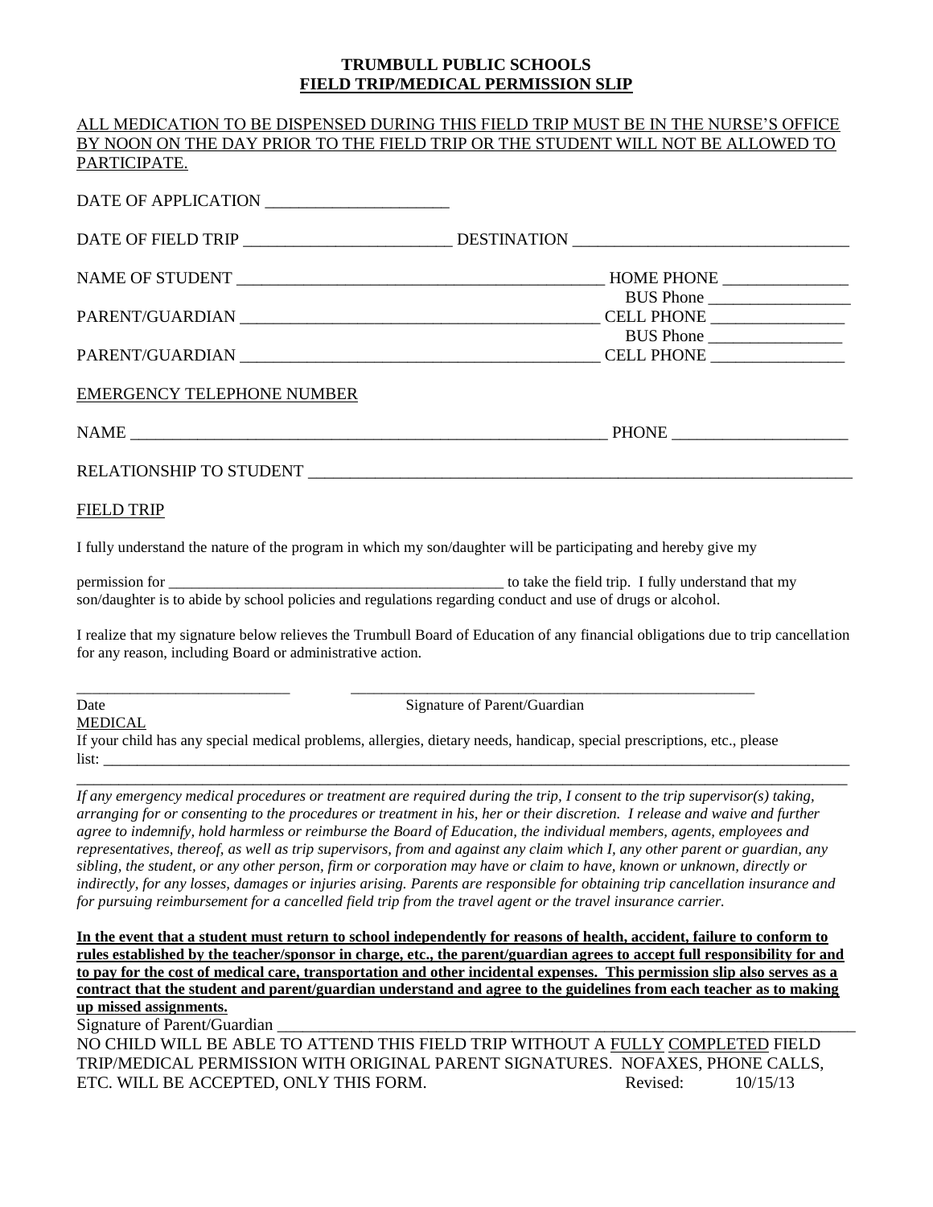**TRUMBULL PUBLIC SCHOOLS**

**FIELD TRIP/MEDICAL PERMISSION SLIP**

ALL MEDICATION TO BE DISPENSED DURING THIS FIELD TRIP MUST BE IN THE NURSE'S OFFICE BY NOON ON THE DAY PRIOR TO THE FIELD TRIP OR THE STUDENT WILL NOT BE ALLOWED TO PARTICIPATE.

DATE OF APPLICATION ______________________

DATE OF FIELD TRIP _________________________ DESTINATION _________________________________

NAME OF STUDENT _____________________________________________ HOME PHONE _______________

BUS Phone _________________

PARENT/GUARDIAN ___________________________________________ CELL PHONE ________________

BUS Phone ________________

PARENT/GUARDIAN ___________________________________________ CELL PHONE ________________

EMERGENCY TELEPHONE NUMBER

NAME ____________________________________________________________ PHONE _____________________

RELATIONSHIP TO STUDENT ____________________________________________________________________

FIELD TRIP

I fully understand the nature of the program in which my son/daughter will be participating and hereby give my

permission for ____________________________________________ to take the field trip. I fully understand that my son/daughter is to abide by school policies and regulations regarding conduct and use of drugs or alcohol.

I realize that my signature below relieves the Trumbull Board of Education of any financial obligations due to trip cancellation for any reason, including Board or administrative action.

___________________________ _____________________________________________________

Date Signature of Parent/Guardian

MEDICAL

If your child has any special medical problems, allergies, dietary needs, handicap, special prescriptions, etc., please list: ________________________________________________________________________________________________

________________________________________________________________________________________________

*If any emergency medical procedures or treatment are required during the trip, I consent to the trip supervisor(s) taking, arranging for or consenting to the procedures or treatment in his, her or their discretion. I release and waive and further agree to indemnify, hold harmless or reimburse the Board of Education, the individual members, agents, employees and representatives, thereof, as well as trip supervisors, from and against any claim which I, any other parent or guardian, any sibling, the student, or any other person, firm or corporation may have or claim to have, known or unknown, directly or indirectly, for any losses, damages or injuries arising. Parents are responsible for obtaining trip cancellation insurance and for pursuing reimbursement for a cancelled field trip from the travel agent or the travel insurance carrier.*

**In the event that a student must return to school independently for reasons of health, accident, failure to conform to rules established by the teacher/sponsor in charge, etc., the parent/guardian agrees to accept full responsibility for and to pay for the cost of medical care, transportation and other incidental expenses. This permission slip also serves as a contract that the student and parent/guardian understand and agree to the guidelines from each teacher as to making up missed assignments.**

Signature of Parent/Guardian ___________________________________________________________________

NO CHILD WILL BE ABLE TO ATTEND THIS FIELD TRIP WITHOUT A FULLY COMPLETED FIELD TRIP/MEDICAL PERMISSION WITH ORIGINAL PARENT SIGNATURES. NOFAXES, PHONE CALLS, ETC. WILL BE ACCEPTED, ONLY THIS FORM. Revised: 10/15/13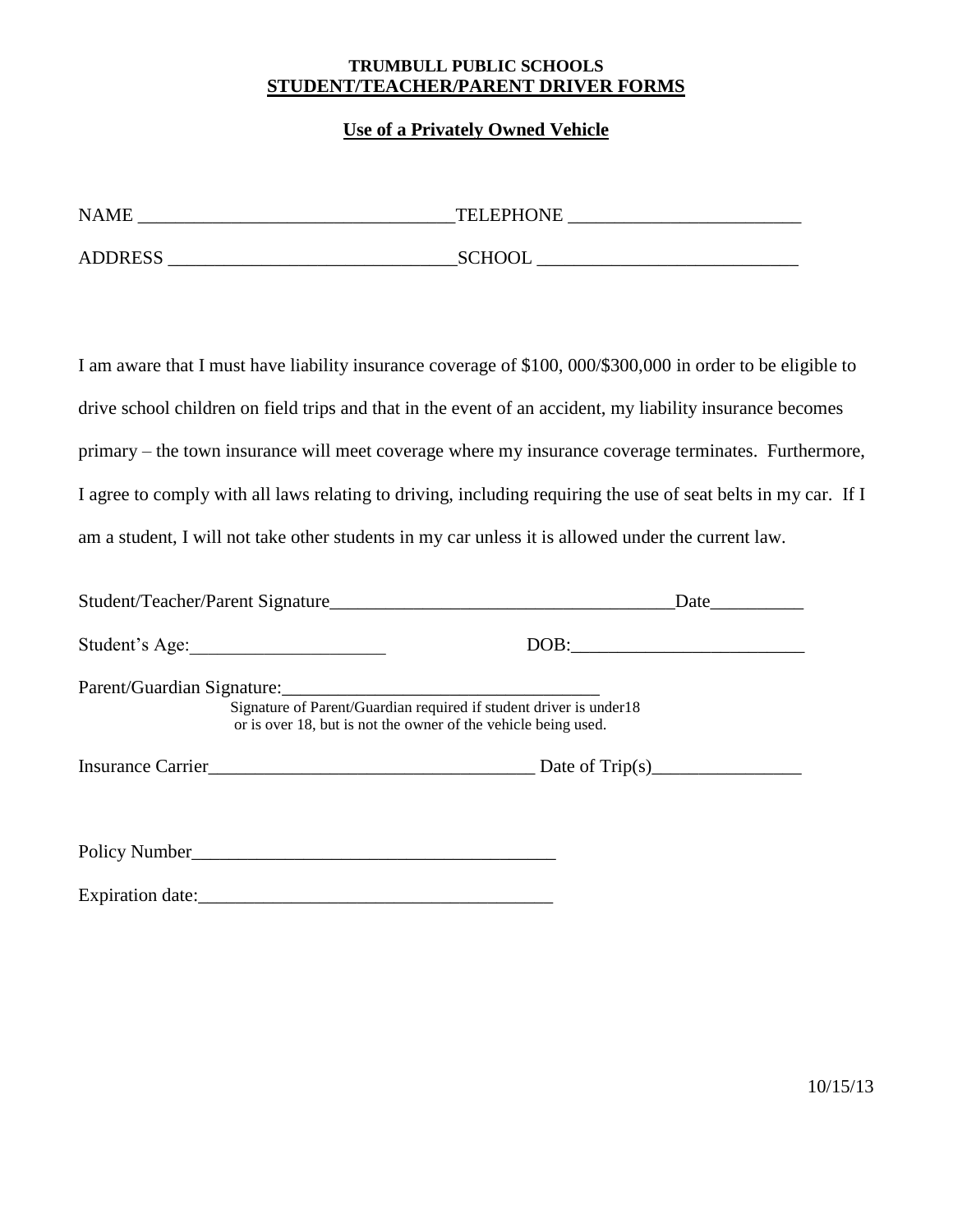**TRUMBULL PUBLIC SCHOOLS**
**STUDENT/TEACHER/PARENT DRIVER FORMS**

**Use of a Privately Owned Vehicle**

NAME __________________________________ TELEPHONE _________________________

ADDRESS _______________________________ SCHOOL ____________________________

I am aware that I must have liability insurance coverage of $100, 000/$300,000 in order to be eligible to drive school children on field trips and that in the event of an accident, my liability insurance becomes primary – the town insurance will meet coverage where my insurance coverage terminates. Furthermore, I agree to comply with all laws relating to driving, including requiring the use of seat belts in my car. If I am a student, I will not take other students in my car unless it is allowed under the current law.

Student/Teacher/Parent Signature_____________________________________Date__________

Student's Age:_____________________ DOB:_________________________

Parent/Guardian Signature:___________________________________
Signature of Parent/Guardian required if student driver is under18 or is over 18, but is not the owner of the vehicle being used.

Insurance Carrier___________________________________ Date of Trip(s)________________

Policy Number_______________________________________

Expiration date:_____________________________________

10/15/13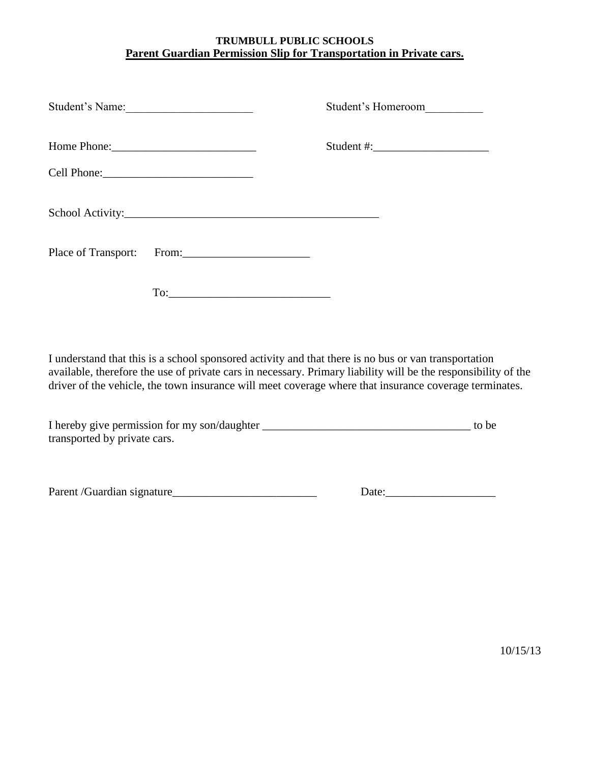**TRUMBULL PUBLIC SCHOOLS**

**Parent Guardian Permission Slip for Transportation in Private cars.**

Student's Name:______________________ Student's Homeroom__________

Home Phone:_________________________ Student #:____________________

Cell Phone:__________________________

School Activity:_____________________________________________

Place of Transport: From:______________________

To:____________________________

I understand that this is a school sponsored activity and that there is no bus or van transportation available, therefore the use of private cars in necessary. Primary liability will be the responsibility of the driver of the vehicle, the town insurance will meet coverage where that insurance coverage terminates.

I hereby give permission for my son/daughter ____________________________________ to be transported by private cars.

Parent /Guardian signature_________________________ Date:___________________

10/15/13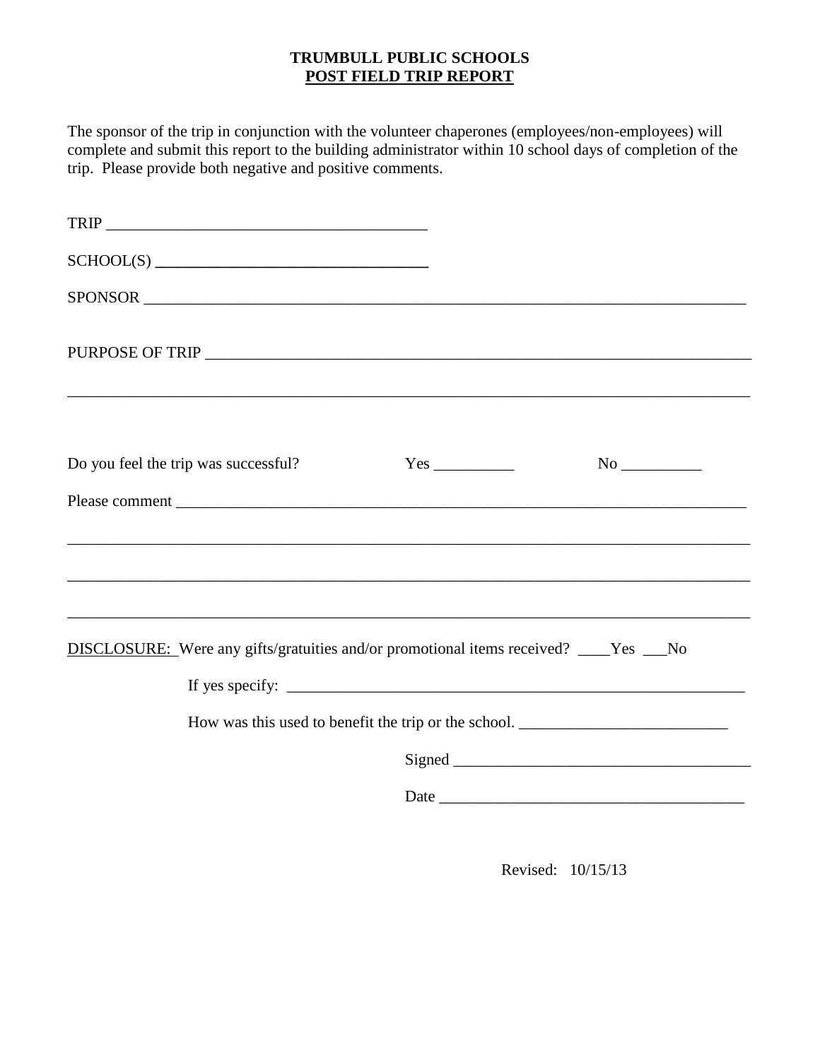**TRUMBULL PUBLIC SCHOOLS**
**POST FIELD TRIP REPORT**

The sponsor of the trip in conjunction with the volunteer chaperones (employees/non-employees) will complete and submit this report to the building administrator within 10 school days of completion of the trip. Please provide both negative and positive comments.

TRIP ________________________________________

SCHOOL(S) ___________________________________

SPONSOR ____________________________________________________________________________

PURPOSE OF TRIP _____________________________________________________________________

_____________________________________________________________________________________

Do you feel the trip was successful? Yes __________ No __________

Please comment _______________________________________________________________________

_____________________________________________________________________________________

_____________________________________________________________________________________

_____________________________________________________________________________________

DISCLOSURE: Were any gifts/gratuities and/or promotional items received? ____Yes ___No

If yes specify: ____________________________________________________________

How was this used to benefit the trip or the school. __________________________

Signed _____________________________________

Date _______________________________________

Revised: 10/15/13